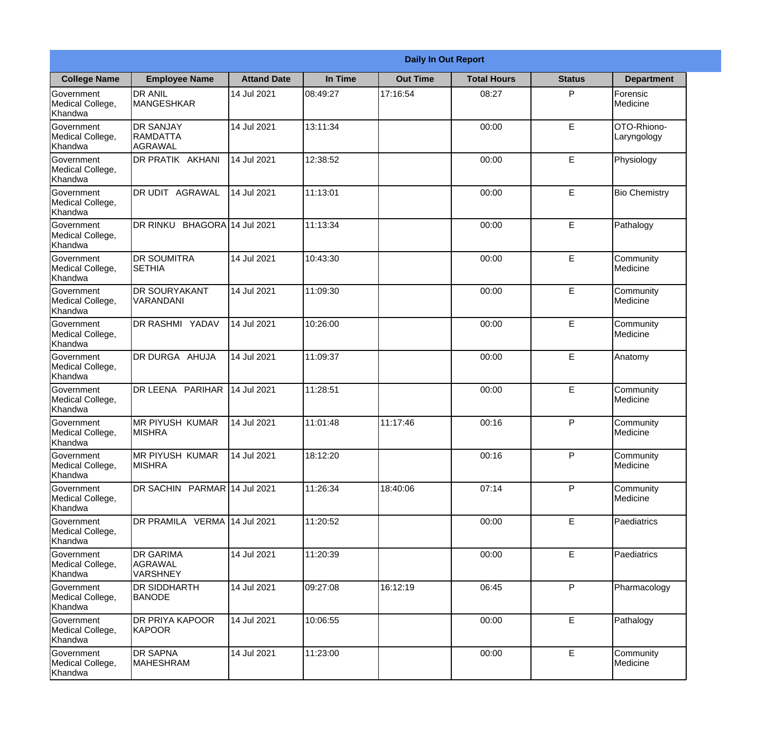| Daily In Out Report | | | | | | | |
|---|---|---|---|---|---|---|---|
| **College Name** | **Employee Name** | **Attand Date** | **In Time** | **Out Time** | **Total Hours** | **Status** | **Department** |
| Government Medical College, Khandwa | DR ANIL MANGESHKAR | 14 Jul 2021 | 08:49:27 | 17:16:54 | 08:27 | P | Forensic Medicine |
| Government Medical College, Khandwa | DR SANJAY RAMDATTA AGRAWAL | 14 Jul 2021 | 13:11:34 | | 00:00 | E | OTO-Rhiono-Laryngology |
| Government Medical College, Khandwa | DR PRATIK AKHANI | 14 Jul 2021 | 12:38:52 | | 00:00 | E | Physiology |
| Government Medical College, Khandwa | DR UDIT AGRAWAL | 14 Jul 2021 | 11:13:01 | | 00:00 | E | Bio Chemistry |
| Government Medical College, Khandwa | DR RINKU BHAGORA | 14 Jul 2021 | 11:13:34 | | 00:00 | E | Pathalogy |
| Government Medical College, Khandwa | DR SOUMITRA SETHIA | 14 Jul 2021 | 10:43:30 | | 00:00 | E | Community Medicine |
| Government Medical College, Khandwa | DR SOURYAKANT VARANDANI | 14 Jul 2021 | 11:09:30 | | 00:00 | E | Community Medicine |
| Government Medical College, Khandwa | DR RASHMI YADAV | 14 Jul 2021 | 10:26:00 | | 00:00 | E | Community Medicine |
| Government Medical College, Khandwa | DR DURGA AHUJA | 14 Jul 2021 | 11:09:37 | | 00:00 | E | Anatomy |
| Government Medical College, Khandwa | DR LEENA PARIHAR | 14 Jul 2021 | 11:28:51 | | 00:00 | E | Community Medicine |
| Government Medical College, Khandwa | MR PIYUSH KUMAR MISHRA | 14 Jul 2021 | 11:01:48 | 11:17:46 | 00:16 | P | Community Medicine |
| Government Medical College, Khandwa | MR PIYUSH KUMAR MISHRA | 14 Jul 2021 | 18:12:20 | | 00:16 | P | Community Medicine |
| Government Medical College, Khandwa | DR SACHIN PARMAR | 14 Jul 2021 | 11:26:34 | 18:40:06 | 07:14 | P | Community Medicine |
| Government Medical College, Khandwa | DR PRAMILA VERMA | 14 Jul 2021 | 11:20:52 | | 00:00 | E | Paediatrics |
| Government Medical College, Khandwa | DR GARIMA AGRAWAL VARSHNEY | 14 Jul 2021 | 11:20:39 | | 00:00 | E | Paediatrics |
| Government Medical College, Khandwa | DR SIDDHARTH BANODE | 14 Jul 2021 | 09:27:08 | 16:12:19 | 06:45 | P | Pharmacology |
| Government Medical College, Khandwa | DR PRIYA KAPOOR KAPOOR | 14 Jul 2021 | 10:06:55 | | 00:00 | E | Pathalogy |
| Government Medical College, Khandwa | DR SAPNA MAHESHRAM | 14 Jul 2021 | 11:23:00 | | 00:00 | E | Community Medicine |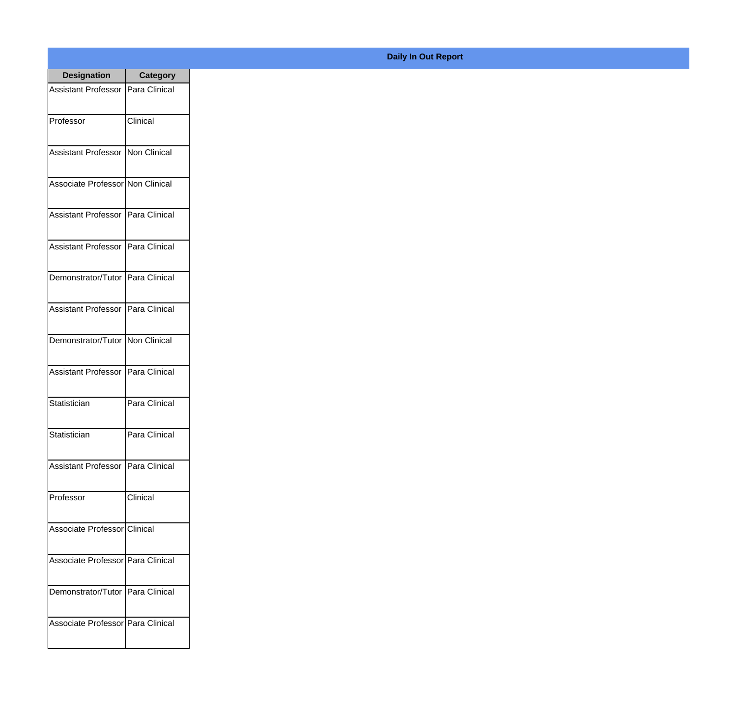**Daily In Out Report**

| Designation | Category |
| --- | --- |
| Assistant Professor | Para Clinical |
| Professor | Clinical |
| Assistant Professor | Non Clinical |
| Associate Professor | Non Clinical |
| Assistant Professor | Para Clinical |
| Assistant Professor | Para Clinical |
| Demonstrator/Tutor | Para Clinical |
| Assistant Professor | Para Clinical |
| Demonstrator/Tutor | Non Clinical |
| Assistant Professor | Para Clinical |
| Statistician | Para Clinical |
| Statistician | Para Clinical |
| Assistant Professor | Para Clinical |
| Professor | Clinical |
| Associate Professor | Clinical |
| Associate Professor | Para Clinical |
| Demonstrator/Tutor | Para Clinical |
| Associate Professor | Para Clinical |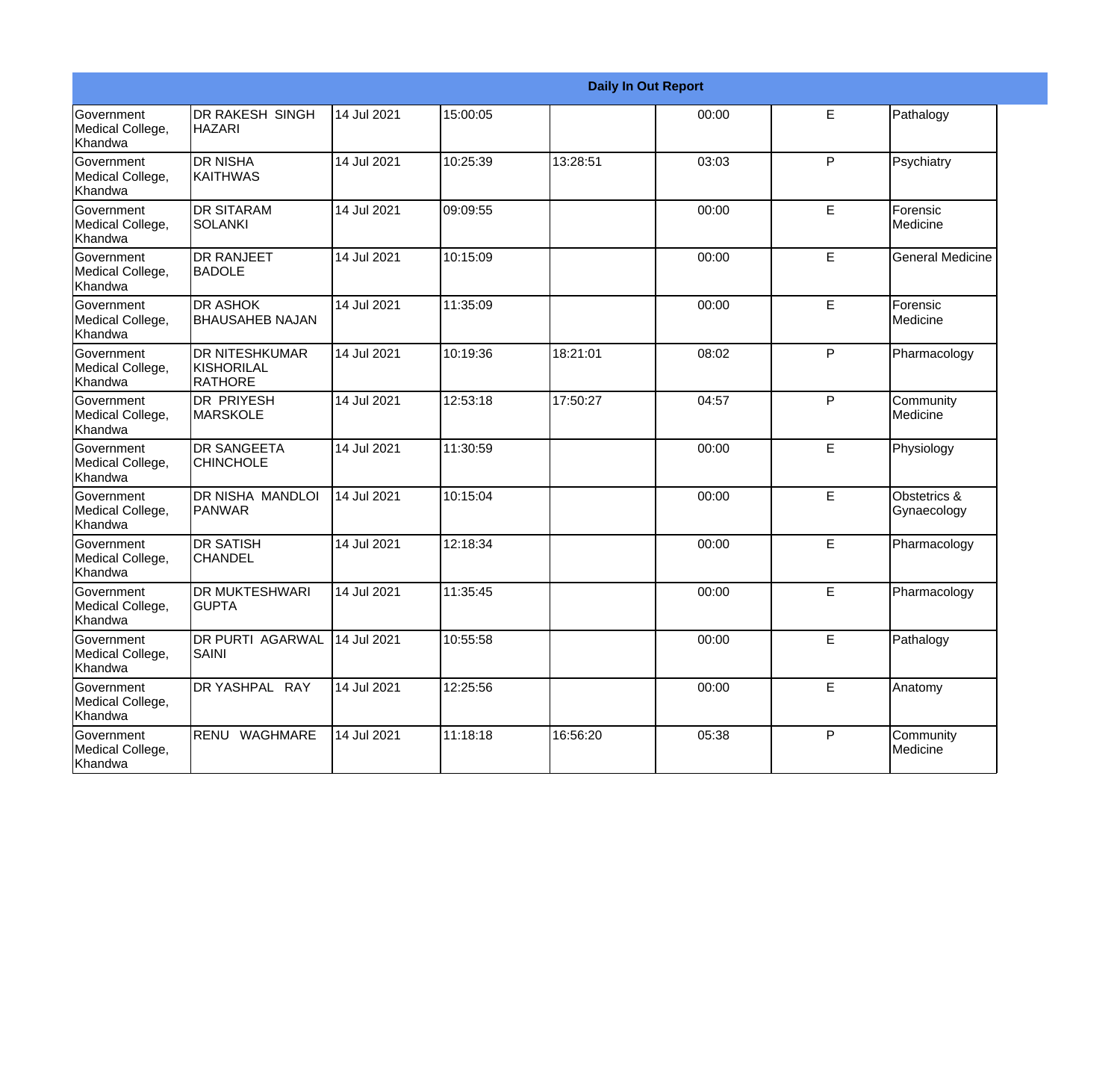| Daily In Out Report | | | | | | | |
|---|---|---|---|---|---|---|---|
| Government Medical College, Khandwa | DR RAKESH SINGH HAZARI | 14 Jul 2021 | 15:00:05 | | 00:00 | E | Pathalogy |
| Government Medical College, Khandwa | DR NISHA KAITHWAS | 14 Jul 2021 | 10:25:39 | 13:28:51 | 03:03 | P | Psychiatry |
| Government Medical College, Khandwa | DR SITARAM SOLANKI | 14 Jul 2021 | 09:09:55 | | 00:00 | E | Forensic Medicine |
| Government Medical College, Khandwa | DR RANJEET BADOLE | 14 Jul 2021 | 10:15:09 | | 00:00 | E | General Medicine |
| Government Medical College, Khandwa | DR ASHOK BHAUSAHEB NAJAN | 14 Jul 2021 | 11:35:09 | | 00:00 | E | Forensic Medicine |
| Government Medical College, Khandwa | DR NITESHKUMAR KISHORILAL RATHORE | 14 Jul 2021 | 10:19:36 | 18:21:01 | 08:02 | P | Pharmacology |
| Government Medical College, Khandwa | DR PRIYESH MARSKOLE | 14 Jul 2021 | 12:53:18 | 17:50:27 | 04:57 | P | Community Medicine |
| Government Medical College, Khandwa | DR SANGEETA CHINCHOLE | 14 Jul 2021 | 11:30:59 | | 00:00 | E | Physiology |
| Government Medical College, Khandwa | DR NISHA MANDLOI PANWAR | 14 Jul 2021 | 10:15:04 | | 00:00 | E | Obstetrics & Gynaecology |
| Government Medical College, Khandwa | DR SATISH CHANDEL | 14 Jul 2021 | 12:18:34 | | 00:00 | E | Pharmacology |
| Government Medical College, Khandwa | DR MUKTESHWARI GUPTA | 14 Jul 2021 | 11:35:45 | | 00:00 | E | Pharmacology |
| Government Medical College, Khandwa | DR PURTI AGARWAL SAINI | 14 Jul 2021 | 10:55:58 | | 00:00 | E | Pathalogy |
| Government Medical College, Khandwa | DR YASHPAL RAY | 14 Jul 2021 | 12:25:56 | | 00:00 | E | Anatomy |
| Government Medical College, Khandwa | RENU WAGHMARE | 14 Jul 2021 | 11:18:18 | 16:56:20 | 05:38 | P | Community Medicine |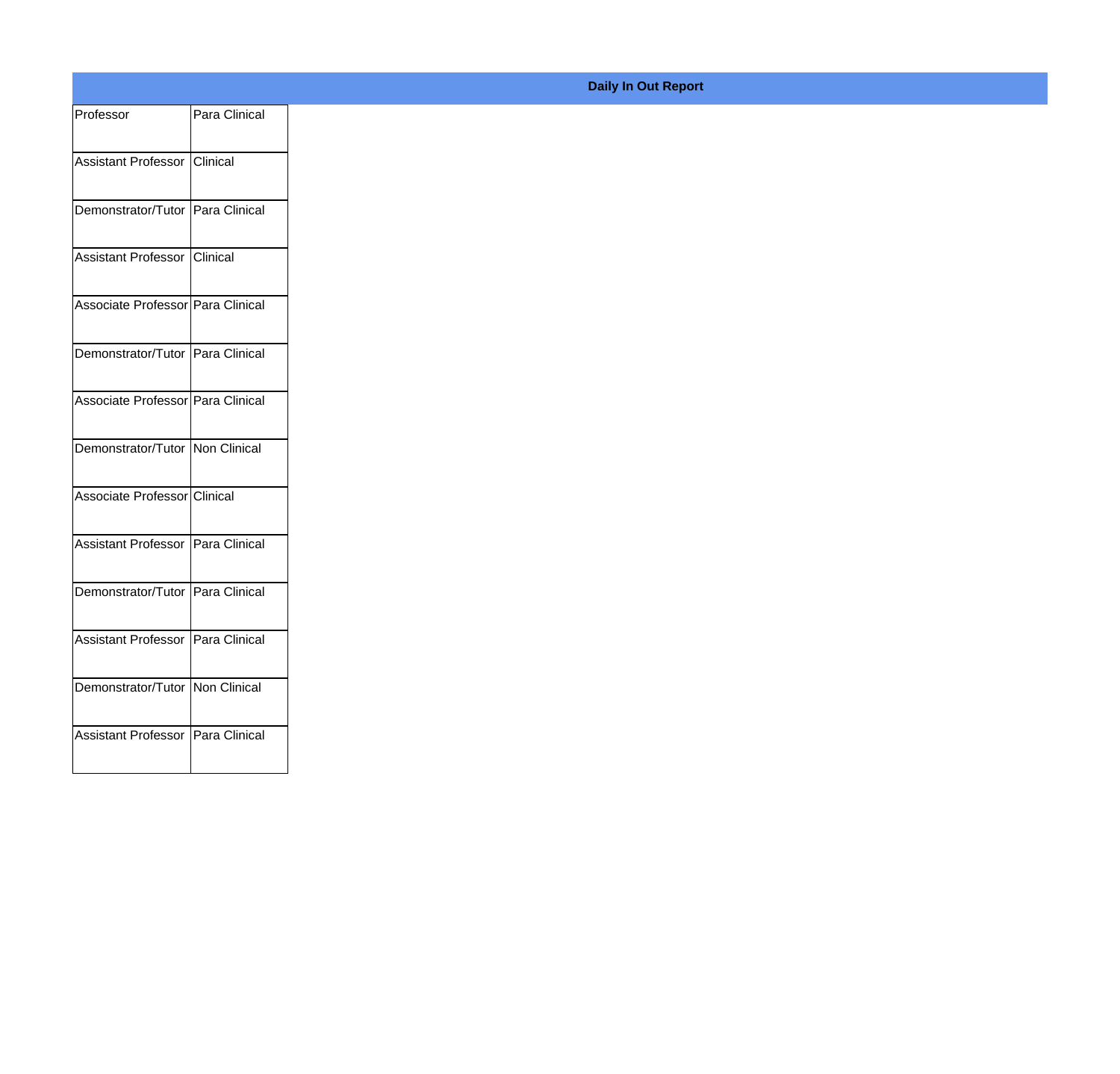**Daily In Out Report**

| | |
|---|---|
| Professor | Para Clinical |
| Assistant Professor | Clinical |
| Demonstrator/Tutor | Para Clinical |
| Assistant Professor | Clinical |
| Associate Professor | Para Clinical |
| Demonstrator/Tutor | Para Clinical |
| Associate Professor | Para Clinical |
| Demonstrator/Tutor | Non Clinical |
| Associate Professor | Clinical |
| Assistant Professor | Para Clinical |
| Demonstrator/Tutor | Para Clinical |
| Assistant Professor | Para Clinical |
| Demonstrator/Tutor | Non Clinical |
| Assistant Professor | Para Clinical |